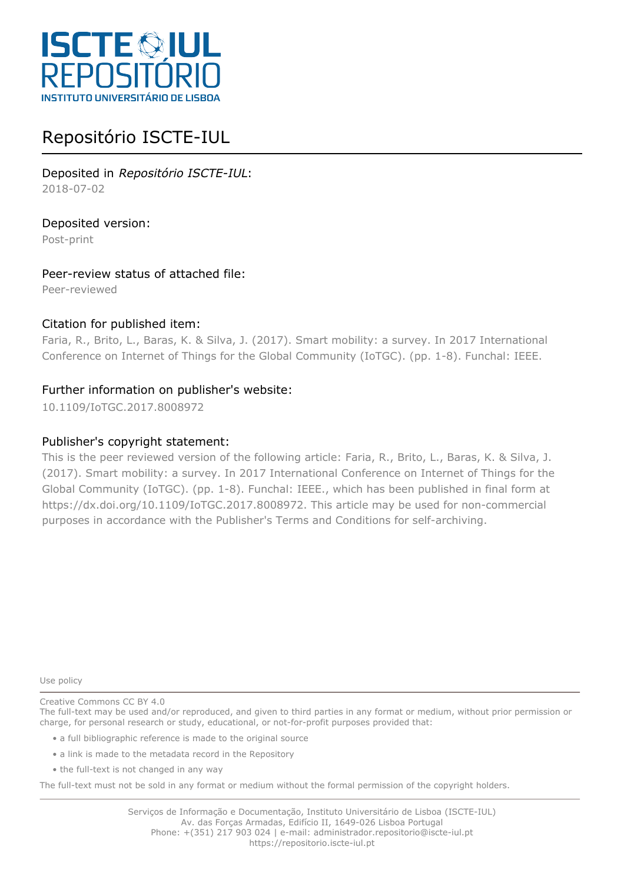# ISCTE IUL REPOSITÓRIO

INSTITUTO UNIVERSITÁRIO DE LISBOA

## Repositório ISCTE-IUL

Deposited in *Repositório ISCTE-IUL*:

2018-07-02

Deposited version:

Post-print

Peer-review status of attached file:

Peer-reviewed

Citation for published item:

Faria, R., Brito, L., Baras, K. & Silva, J. (2017). Smart mobility: a survey. In 2017 International Conference on Internet of Things for the Global Community (IoTGC). (pp. 1-8). Funchal: IEEE.

Further information on publisher's website:

10.1109/IoTGC.2017.8008972

Publisher's copyright statement:

This is the peer reviewed version of the following article: Faria, R., Brito, L., Baras, K. & Silva, J. (2017). Smart mobility: a survey. In 2017 International Conference on Internet of Things for the Global Community (IoTGC). (pp. 1-8). Funchal: IEEE., which has been published in final form at https://dx.doi.org/10.1109/IoTGC.2017.8008972. This article may be used for non-commercial purposes in accordance with the Publisher's Terms and Conditions for self-archiving.

Use policy

Creative Commons CC BY 4.0

The full-text may be used and/or reproduced, and given to third parties in any format or medium, without prior permission or charge, for personal research or study, educational, or not-for-profit purposes provided that:

- a full bibliographic reference is made to the original source
- a link is made to the metadata record in the Repository
- the full-text is not changed in any way

The full-text must not be sold in any format or medium without the formal permission of the copyright holders.

Serviços de Informação e Documentação, Instituto Universitário de Lisboa (ISCTE-IUL)
Av. das Forças Armadas, Edifício II, 1649-026 Lisboa Portugal
Phone: +(351) 217 903 024 | e-mail: administrador.repositorio@iscte-iul.pt
https://repositorio.iscte-iul.pt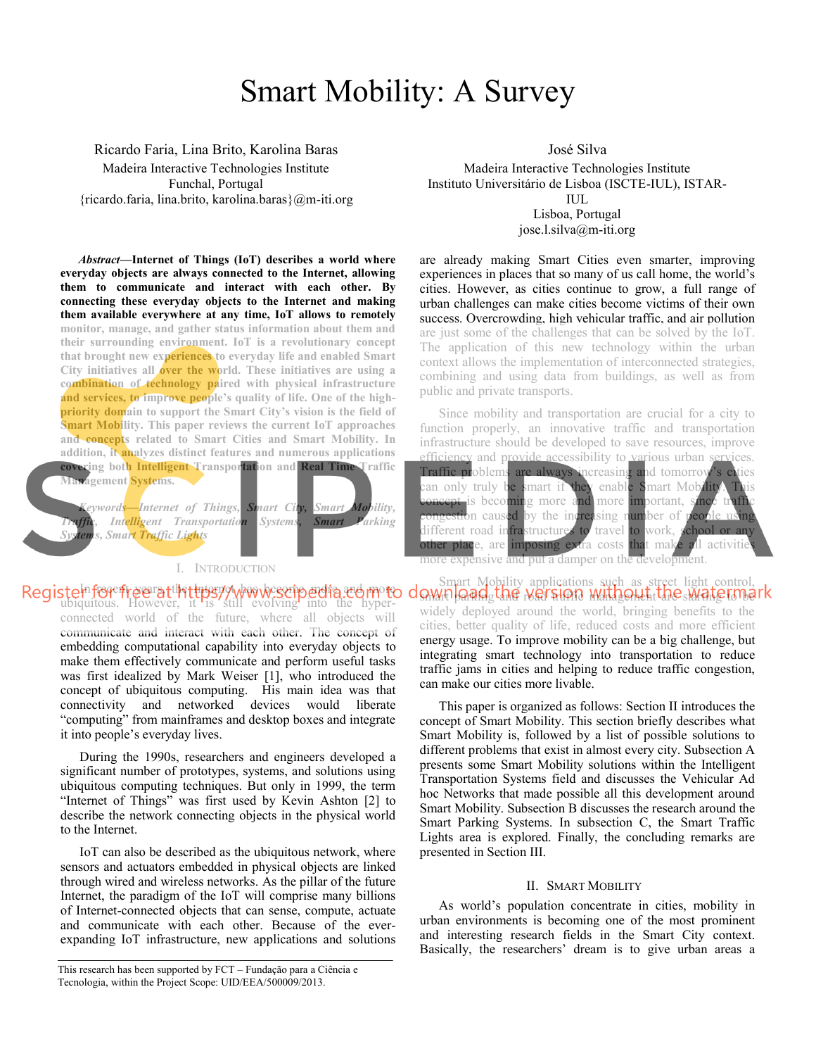# Smart Mobility: A Survey

Ricardo Faria, Lina Brito, Karolina Baras
Madeira Interactive Technologies Institute
Funchal, Portugal
{ricardo.faria, lina.brito, karolina.baras}@m-iti.org

José Silva
Madeira Interactive Technologies Institute
Instituto Universitário de Lisboa (ISCTE-IUL), ISTAR-IUL
Lisboa, Portugal
jose.l.silva@m-iti.org

***Abstract*—Internet of Things (IoT) describes a world where everyday objects are always connected to the Internet, allowing them to communicate and interact with each other. By connecting these everyday objects to the Internet and making them available everywhere at any time, IoT allows to remotely monitor, manage, and gather status information about them and their surrounding environment. IoT is a revolutionary concept that brought new experiences to everyday life and enabled Smart City initiatives all over the world. These initiatives are using a combination of technology paired with physical infrastructure and services, to improve people's quality of life. One of the high-priority domain to support the Smart City's vision is the field of Smart Mobility. This paper reviews the current IoT approaches and concepts related to Smart Cities and Smart Mobility. In addition, it analyzes distinct features and numerous applications covering both Intelligent Transportation and Real Time Traffic Management Systems.**

***Keywords*—*Internet of Things, Smart City, Smart Mobility, Traffic, Intelligent Transportation Systems, Smart Parking Systems, Smart Traffic Lights***

## I. Introduction

In recent years, the Internet has become more and more ubiquitous. However, it is still evolving into the hyper-connected world of the future, where all objects will communicate and interact with each other. The concept of embedding computational capability into everyday objects to make them effectively communicate and perform useful tasks was first idealized by Mark Weiser [1], who introduced the concept of ubiquitous computing. His main idea was that connectivity and networked devices would liberate "computing" from mainframes and desktop boxes and integrate it into people's everyday lives.

During the 1990s, researchers and engineers developed a significant number of prototypes, systems, and solutions using ubiquitous computing techniques. But only in 1999, the term "Internet of Things" was first used by Kevin Ashton [2] to describe the network connecting objects in the physical world to the Internet.

IoT can also be described as the ubiquitous network, where sensors and actuators embedded in physical objects are linked through wired and wireless networks. As the pillar of the future Internet, the paradigm of the IoT will comprise many billions of Internet-connected objects that can sense, compute, actuate and communicate with each other. Because of the ever-expanding IoT infrastructure, new applications and solutions are already making Smart Cities even smarter, improving experiences in places that so many of us call home, the world's cities. However, as cities continue to grow, a full range of urban challenges can make cities become victims of their own success. Overcrowding, high vehicular traffic, and air pollution are just some of the challenges that can be solved by the IoT. The application of this new technology within the urban context allows the implementation of interconnected strategies, combining and using data from buildings, as well as from public and private transports.

Since mobility and transportation are crucial for a city to function properly, an innovative traffic and transportation infrastructure should be developed to save resources, improve efficiency and provide accessibility to various urban services. Traffic problems are always increasing and tomorrow's cities can only truly be smart if they enable Smart Mobility. This concept is becoming more and more important, since traffic congestion caused by the increasing number of people using different road infrastructures to travel to work, school or any other place, are imposing extra costs that make all activities more expensive and put a damper on the development.

Smart Mobility applications such as street light control, smart parking and road traffic management are starting to be widely deployed around the world, bringing benefits to the cities, better quality of life, reduced costs and more efficient energy usage. To improve mobility can be a big challenge, but integrating smart technology into transportation to reduce traffic jams in cities and helping to reduce traffic congestion, can make our cities more livable.

This paper is organized as follows: Section II introduces the concept of Smart Mobility. This section briefly describes what Smart Mobility is, followed by a list of possible solutions to different problems that exist in almost every city. Subsection A presents some Smart Mobility solutions within the Intelligent Transportation Systems field and discusses the Vehicular Ad hoc Networks that made possible all this development around Smart Mobility. Subsection B discusses the research around the Smart Parking Systems. In subsection C, the Smart Traffic Lights area is explored. Finally, the concluding remarks are presented in Section III.

## II. Smart Mobility

As world's population concentrate in cities, mobility in urban environments is becoming one of the most prominent and interesting research fields in the Smart City context. Basically, the researchers' dream is to give urban areas a

This research has been supported by FCT – Fundação para a Ciência e Tecnologia, within the Project Scope: UID/EEA/500009/2013.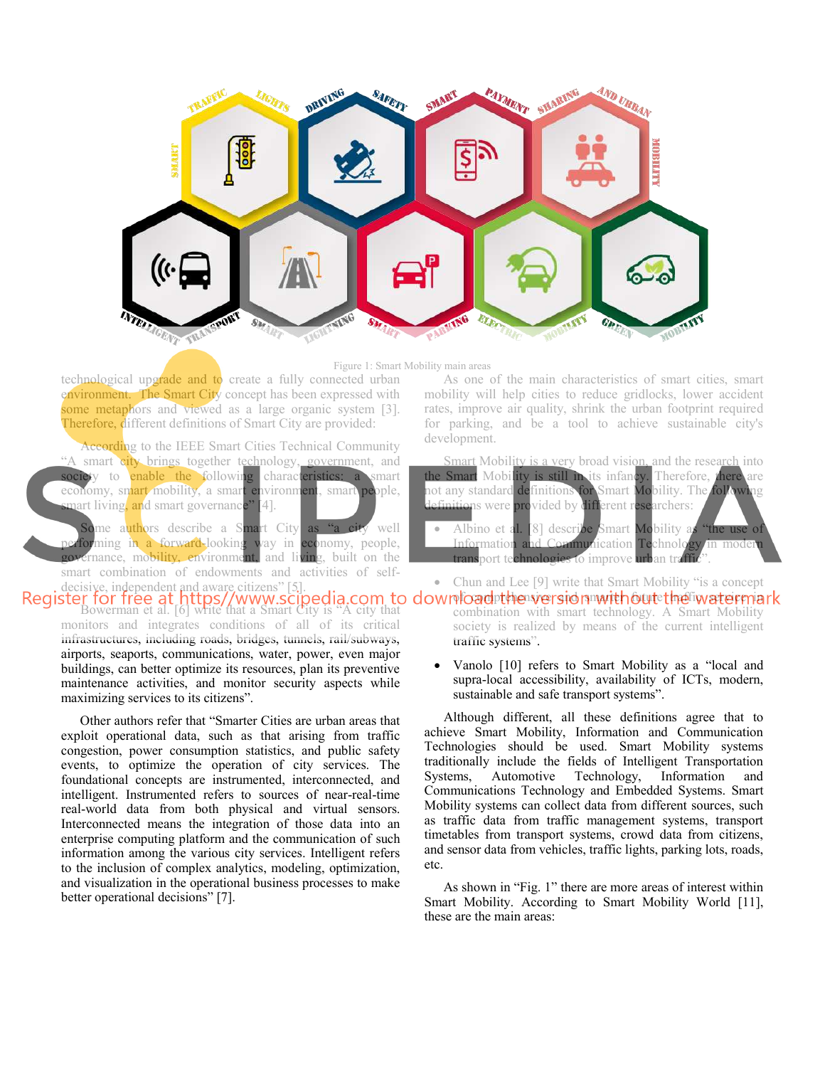SMART TRAFFIC LIGHTS

DRIVING SAFETY

SMART PAYMENT

SHARING AND URBAN MOBILITY

INTELLIGENT TRANSPORT

SMART LIGHTNING

SMART PARKING

ELECTRIC MOBILITY

GREEN MOBILITY

Figure 1: Smart Mobility main areas

technological upgrade and to create a fully connected urban environment. The Smart City concept has been expressed with some metaphors and viewed as a large organic system [3]. Therefore, different definitions of Smart City are provided:

According to the IEEE Smart Cities Technical Community "A smart city brings together technology, government, and society to enable the following characteristics: a smart economy, smart mobility, a smart environment, smart people, smart living, and smart governance" [4].

Some authors describe a Smart City as "a city well performing in a forward-looking way in economy, people, governance, mobility, environment, and living, built on the smart combination of endowments and activities of self-decisive, independent and aware citizens" [5].

Bowerman et al. [6] write that a Smart City is "A city that monitors and integrates conditions of all of its critical infrastructures, including roads, bridges, tunnels, rail/subways, airports, seaports, communications, water, power, even major buildings, can better optimize its resources, plan its preventive maintenance activities, and monitor security aspects while maximizing services to its citizens".

Other authors refer that "Smarter Cities are urban areas that exploit operational data, such as that arising from traffic congestion, power consumption statistics, and public safety events, to optimize the operation of city services. The foundational concepts are instrumented, interconnected, and intelligent. Instrumented refers to sources of near-real-time real-world data from both physical and virtual sensors. Interconnected means the integration of those data into an enterprise computing platform and the communication of such information among the various city services. Intelligent refers to the inclusion of complex analytics, modeling, optimization, and visualization in the operational business processes to make better operational decisions" [7].

As one of the main characteristics of smart cities, smart mobility will help cities to reduce gridlocks, lower accident rates, improve air quality, shrink the urban footprint required for parking, and be a tool to achieve sustainable city's development.

Smart Mobility is a very broad vision, and the research into the Smart Mobility is still in its infancy. Therefore, there are not any standard definitions for Smart Mobility. The following definitions were provided by different researchers:

- Albino et al. [8] describe Smart Mobility as "the use of Information and Communication Technology in modern transport technologies to improve urban traffic".
- Chun and Lee [9] write that Smart Mobility "is a concept of an advanced version of the future traffic service in combination with smart technology. A Smart Mobility society is realized by means of the current intelligent traffic systems".
- Vanolo [10] refers to Smart Mobility as a "local and supra-local accessibility, availability of ICTs, modern, sustainable and safe transport systems".

Although different, all these definitions agree that to achieve Smart Mobility, Information and Communication Technologies should be used. Smart Mobility systems traditionally include the fields of Intelligent Transportation Systems, Automotive Technology, Information and Communications Technology and Embedded Systems. Smart Mobility systems can collect data from different sources, such as traffic data from traffic management systems, transport timetables from transport systems, crowd data from citizens, and sensor data from vehicles, traffic lights, parking lots, roads, etc.

As shown in "Fig. 1" there are more areas of interest within Smart Mobility. According to Smart Mobility World [11], these are the main areas: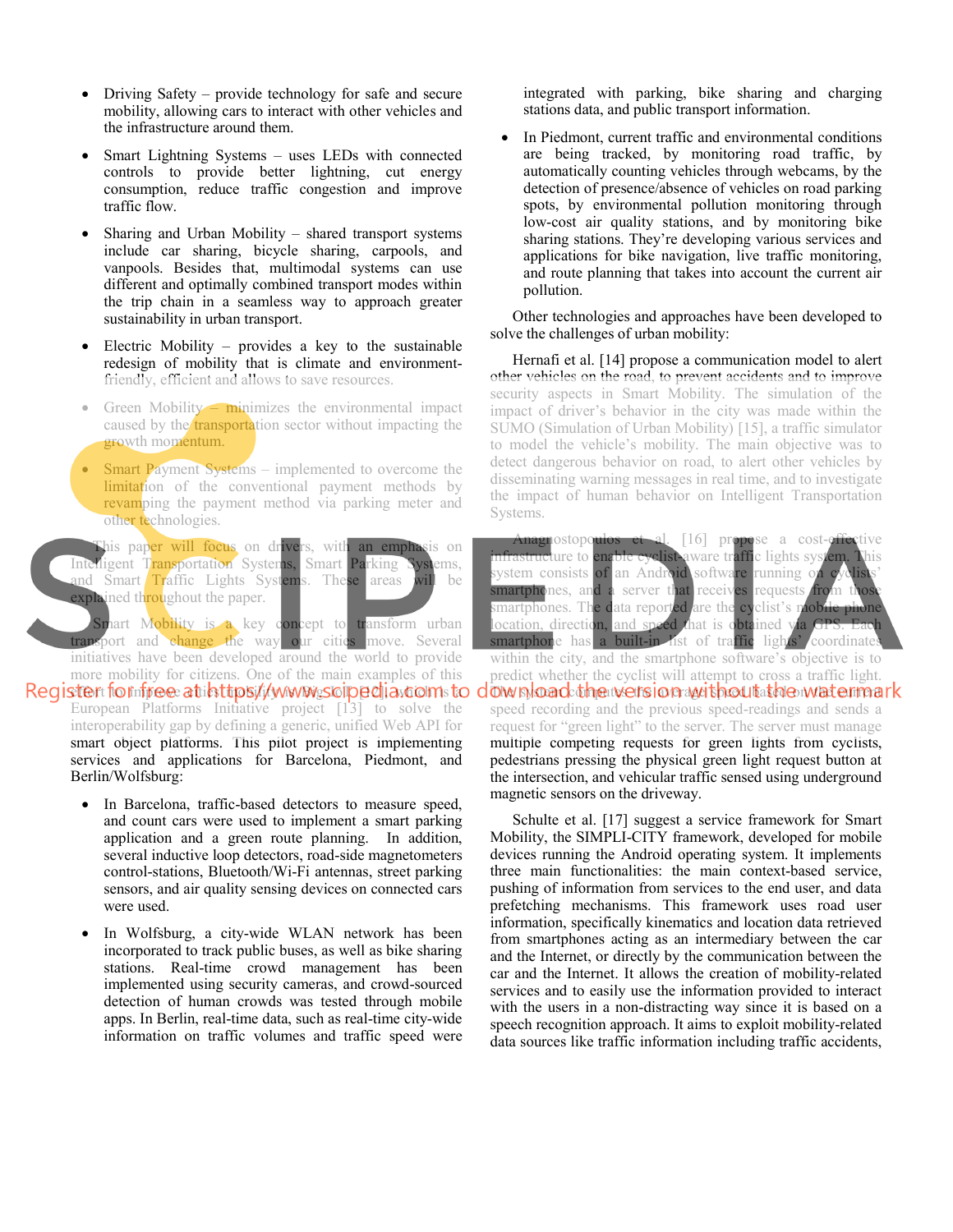- Driving Safety – provide technology for safe and secure mobility, allowing cars to interact with other vehicles and the infrastructure around them.
- Smart Lightning Systems – uses LEDs with connected controls to provide better lightning, cut energy consumption, reduce traffic congestion and improve traffic flow.
- Sharing and Urban Mobility – shared transport systems include car sharing, bicycle sharing, carpools, and vanpools. Besides that, multimodal systems can use different and optimally combined transport modes within the trip chain in a seamless way to approach greater sustainability in urban transport.
- Electric Mobility – provides a key to the sustainable redesign of mobility that is climate and environment-friendly, efficient and allows to save resources.
- Green Mobility – minimizes the environmental impact caused by the transportation sector without impacting the growth momentum.
- Smart Payment Systems – implemented to overcome the limitation of the conventional payment methods by revamping the payment method via parking meter and other technologies.

This paper will focus on drivers, with an emphasis on Intelligent Transportation Systems, Smart Parking Systems, and Smart Traffic Lights Systems. These areas will be explained throughout the paper.

Smart Mobility is a key concept to transform urban transport and change the way our cities move. Several initiatives have been developed around the world to provide more mobility for citizens. One of the main examples of this effort to improve cities' mobility is BigClouT, which is a European Platforms Initiative project [13] to solve the interoperability gap by defining a generic, unified Web API for smart object platforms. This pilot project is implementing services and applications for Barcelona, Piedmont, and Berlin/Wolfsburg:

- In Barcelona, traffic-based detectors to measure speed, and count cars were used to implement a smart parking application and a green route planning. In addition, several inductive loop detectors, road-side magnetometers control-stations, Bluetooth/Wi-Fi antennas, street parking sensors, and air quality sensing devices on connected cars were used.
- In Wolfsburg, a city-wide WLAN network has been incorporated to track public buses, as well as bike sharing stations. Real-time crowd management has been implemented using security cameras, and crowd-sourced detection of human crowds was tested through mobile apps. In Berlin, real-time data, such as real-time city-wide information on traffic volumes and traffic speed were integrated with parking, bike sharing and charging stations data, and public transport information.
- In Piedmont, current traffic and environmental conditions are being tracked, by monitoring road traffic, by automatically counting vehicles through webcams, by the detection of presence/absence of vehicles on road parking spots, by environmental pollution monitoring through low-cost air quality stations, and by monitoring bike sharing stations. They're developing various services and applications for bike navigation, live traffic monitoring, and route planning that takes into account the current air pollution.

Other technologies and approaches have been developed to solve the challenges of urban mobility:

Hernafi et al. [14] propose a communication model to alert other vehicles on the road, to prevent accidents and to improve security aspects in Smart Mobility. The simulation of the impact of driver's behavior in the city was made within the SUMO (Simulation of Urban Mobility) [15], a traffic simulator to model the vehicle's mobility. The main objective was to detect dangerous behavior on road, to alert other vehicles by disseminating warning messages in real time, and to investigate the impact of human behavior on Intelligent Transportation Systems.

Anagnostopoulos et al. [16] propose a cost-effective infrastructure to enable cyclist-aware traffic lights system. This system consists of an Android software running on cyclists' smartphones, and a server that receives requests from those smartphones. The data reported are the cyclist's mobile phone location, direction, and speed that is obtained via GPS. Each smartphone has a built-in list of traffic lights' coordinates within the city, and the smartphone software's objective is to predict whether the cyclist will attempt to cross a traffic light. The system computes the average speed based on the current speed recording and the previous speed-readings and sends a request for "green light" to the server. The server must manage multiple competing requests for green lights from cyclists, pedestrians pressing the physical green light request button at the intersection, and vehicular traffic sensed using underground magnetic sensors on the driveway.

Schulte et al. [17] suggest a service framework for Smart Mobility, the SIMPLI-CITY framework, developed for mobile devices running the Android operating system. It implements three main functionalities: the main context-based service, pushing of information from services to the end user, and data prefetching mechanisms. This framework uses road user information, specifically kinematics and location data retrieved from smartphones acting as an intermediary between the car and the Internet, or directly by the communication between the car and the Internet. It allows the creation of mobility-related services and to easily use the information provided to interact with the users in a non-distracting way since it is based on a speech recognition approach. It aims to exploit mobility-related data sources like traffic information including traffic accidents,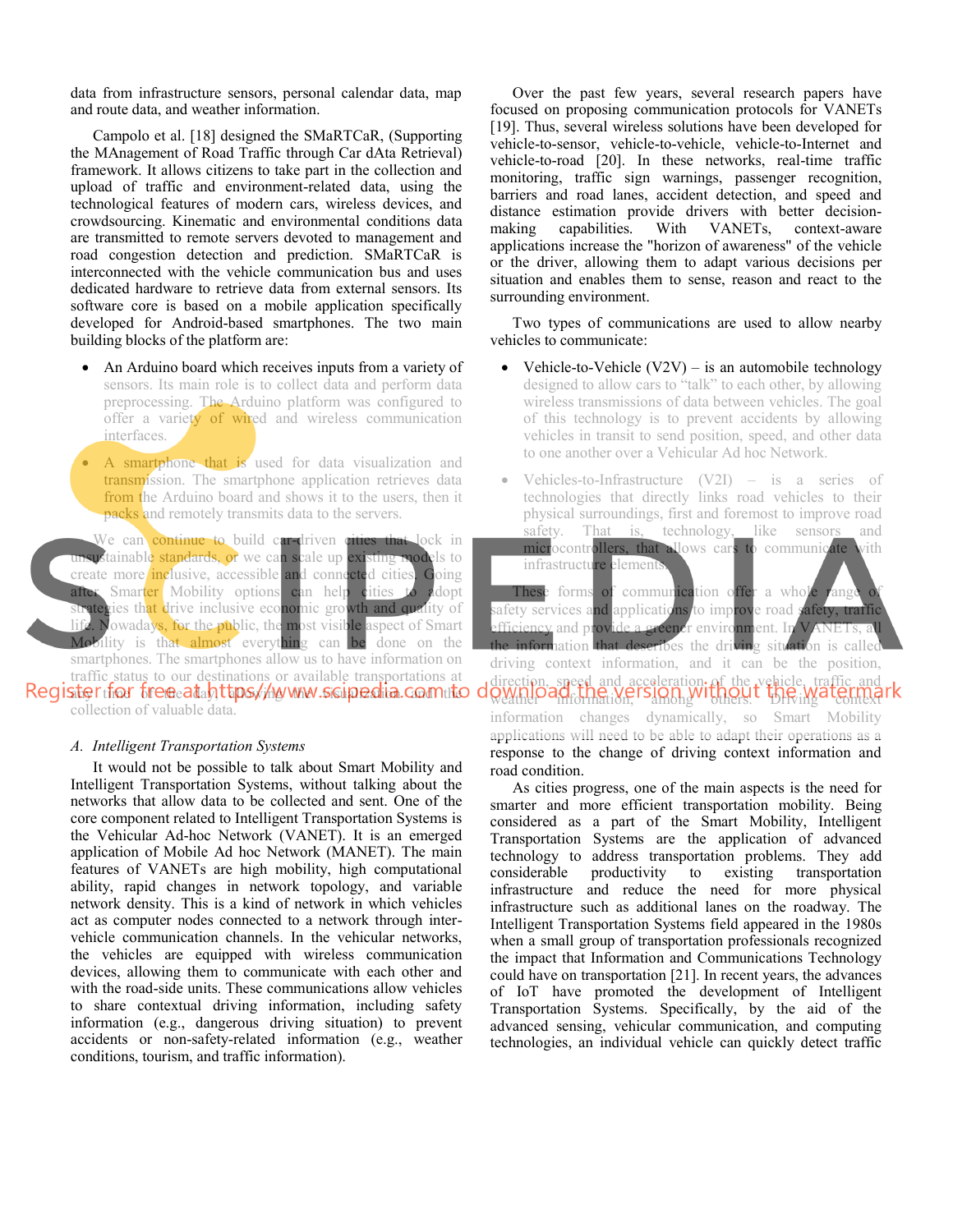data from infrastructure sensors, personal calendar data, map and route data, and weather information.

Campolo et al. [18] designed the SMaRTCaR, (Supporting the MAnagement of Road Traffic through Car dAta Retrieval) framework. It allows citizens to take part in the collection and upload of traffic and environment-related data, using the technological features of modern cars, wireless devices, and crowdsourcing. Kinematic and environmental conditions data are transmitted to remote servers devoted to management and road congestion detection and prediction. SMaRTCaR is interconnected with the vehicle communication bus and uses dedicated hardware to retrieve data from external sensors. Its software core is based on a mobile application specifically developed for Android-based smartphones. The two main building blocks of the platform are:

- An Arduino board which receives inputs from a variety of sensors. Its main role is to collect data and perform data preprocessing. The Arduino platform was configured to offer a variety of wired and wireless communication interfaces.
- A smartphone that is used for data visualization and transmission. The smartphone application retrieves data from the Arduino board and shows it to the users, then it packs and remotely transmits data to the servers.

We can continue to build car-driven cities that lock in unsustainable standards, or we can scale up existing models to create more inclusive, accessible and connected cities. Going after Smarter Mobility options can help cities to adopt strategies that drive inclusive economic growth and quality of life. Nowadays, for the public, the most visible aspect of Smart Mobility is that almost everything can be done on the smartphones. The smartphones allow us to have information on traffic status to our destinations or available transportations at any time of the day, allowing the sharing of and the collection of valuable data.

### A. Intelligent Transportation Systems

It would not be possible to talk about Smart Mobility and Intelligent Transportation Systems, without talking about the networks that allow data to be collected and sent. One of the core component related to Intelligent Transportation Systems is the Vehicular Ad-hoc Network (VANET). It is an emerged application of Mobile Ad hoc Network (MANET). The main features of VANETs are high mobility, high computational ability, rapid changes in network topology, and variable network density. This is a kind of network in which vehicles act as computer nodes connected to a network through inter-vehicle communication channels. In the vehicular networks, the vehicles are equipped with wireless communication devices, allowing them to communicate with each other and with the road-side units. These communications allow vehicles to share contextual driving information, including safety information (e.g., dangerous driving situation) to prevent accidents or non-safety-related information (e.g., weather conditions, tourism, and traffic information).

Over the past few years, several research papers have focused on proposing communication protocols for VANETs [19]. Thus, several wireless solutions have been developed for vehicle-to-sensor, vehicle-to-vehicle, vehicle-to-Internet and vehicle-to-road [20]. In these networks, real-time traffic monitoring, traffic sign warnings, passenger recognition, barriers and road lanes, accident detection, and speed and distance estimation provide drivers with better decision-making capabilities. With VANETs, context-aware applications increase the "horizon of awareness" of the vehicle or the driver, allowing them to adapt various decisions per situation and enables them to sense, reason and react to the surrounding environment.

Two types of communications are used to allow nearby vehicles to communicate:

- Vehicle-to-Vehicle (V2V) – is an automobile technology designed to allow cars to "talk" to each other, by allowing wireless transmissions of data between vehicles. The goal of this technology is to prevent accidents by allowing vehicles in transit to send position, speed, and other data to one another over a Vehicular Ad hoc Network.
- Vehicles-to-Infrastructure (V2I) – is a series of technologies that directly links road vehicles to their physical surroundings, first and foremost to improve road safety. That is, technology, like sensors and microcontrollers, that allows cars to communicate with infrastructure elements.

These forms of communication offer a whole range of safety services and applications to improve road safety, traffic efficiency and provide a greener environment. In VANETs, all the information that describes the driving situation is called driving context information, and it can be the position, direction, speed and acceleration of the vehicle, traffic and weather information, among others. Driving context information changes dynamically, so Smart Mobility applications will need to be able to adapt their operations as a response to the change of driving context information and road condition.

As cities progress, one of the main aspects is the need for smarter and more efficient transportation mobility. Being considered as a part of the Smart Mobility, Intelligent Transportation Systems are the application of advanced technology to address transportation problems. They add considerable productivity to existing transportation infrastructure and reduce the need for more physical infrastructure such as additional lanes on the roadway. The Intelligent Transportation Systems field appeared in the 1980s when a small group of transportation professionals recognized the impact that Information and Communications Technology could have on transportation [21]. In recent years, the advances of IoT have promoted the development of Intelligent Transportation Systems. Specifically, by the aid of the advanced sensing, vehicular communication, and computing technologies, an individual vehicle can quickly detect traffic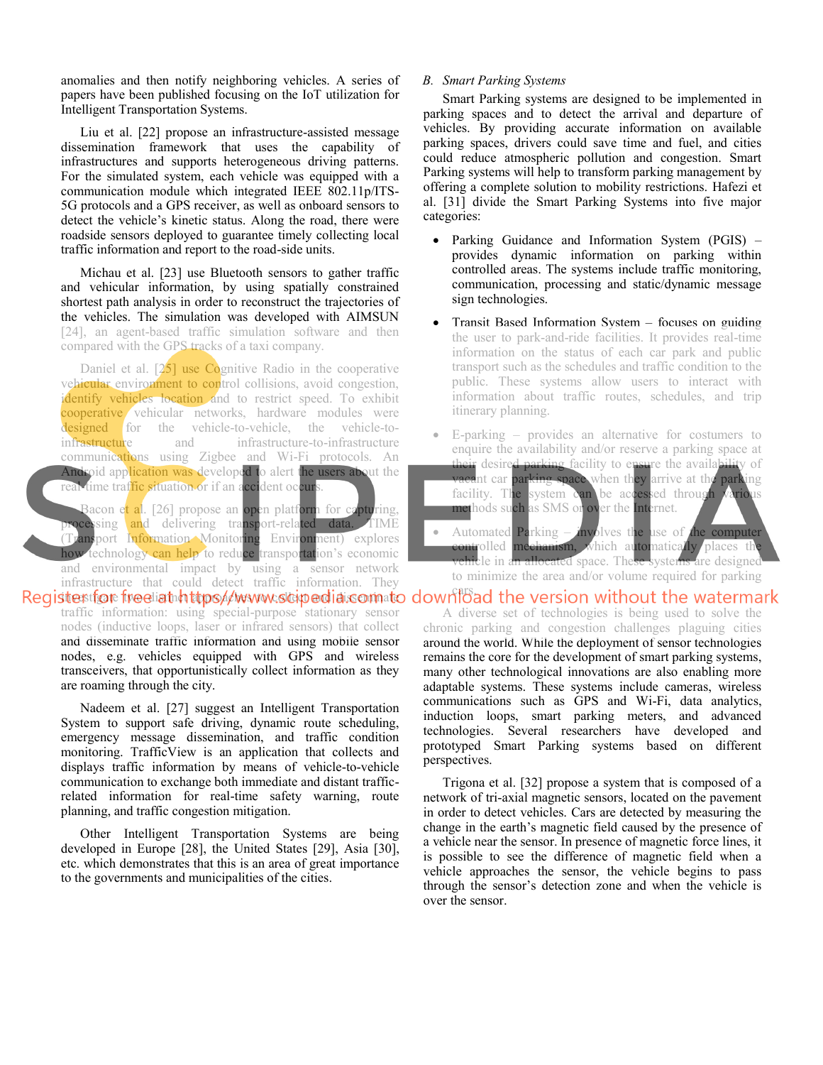anomalies and then notify neighboring vehicles. A series of papers have been published focusing on the IoT utilization for Intelligent Transportation Systems.

Liu et al. [22] propose an infrastructure-assisted message dissemination framework that uses the capability of infrastructures and supports heterogeneous driving patterns. For the simulated system, each vehicle was equipped with a communication module which integrated IEEE 802.11p/ITS-5G protocols and a GPS receiver, as well as onboard sensors to detect the vehicle's kinetic status. Along the road, there were roadside sensors deployed to guarantee timely collecting local traffic information and report to the road-side units.

Michau et al. [23] use Bluetooth sensors to gather traffic and vehicular information, by using spatially constrained shortest path analysis in order to reconstruct the trajectories of the vehicles. The simulation was developed with AIMSUN [24], an agent-based traffic simulation software and then compared with the GPS tracks of a taxi company.

Daniel et al. [25] use Cognitive Radio in the cooperative vehicular environment to control collisions, avoid congestion, identify vehicles location and to restrict speed. To exhibit cooperative vehicular networks, hardware modules were designed for the vehicle-to-vehicle, the vehicle-to-infrastructure and infrastructure-to-infrastructure communications using Zigbee and Wi-Fi protocols. An Android application was developed to alert the users about the real-time traffic situation or if an accident occurs.

Bacon et al. [26] propose an open platform for capturing, processing and delivering transport-related data. TIME (Transport Information Monitoring Environment) explores how technology can help to reduce transportation's economic and environmental impact by using a sensor network infrastructure that could detect traffic information. They investigate two distinct approaches to collect and disseminate traffic information: using special-purpose stationary sensor nodes (inductive loops, laser or infrared sensors) that collect and disseminate traffic information and using mobile sensor nodes, e.g. vehicles equipped with GPS and wireless transceivers, that opportunistically collect information as they are roaming through the city.

Nadeem et al. [27] suggest an Intelligent Transportation System to support safe driving, dynamic route scheduling, emergency message dissemination, and traffic condition monitoring. TrafficView is an application that collects and displays traffic information by means of vehicle-to-vehicle communication to exchange both immediate and distant traffic-related information for real-time safety warning, route planning, and traffic congestion mitigation.

Other Intelligent Transportation Systems are being developed in Europe [28], the United States [29], Asia [30], etc. which demonstrates that this is an area of great importance to the governments and municipalities of the cities.

### B. *Smart Parking Systems*

Smart Parking systems are designed to be implemented in parking spaces and to detect the arrival and departure of vehicles. By providing accurate information on available parking spaces, drivers could save time and fuel, and cities could reduce atmospheric pollution and congestion. Smart Parking systems will help to transform parking management by offering a complete solution to mobility restrictions. Hafezi et al. [31] divide the Smart Parking Systems into five major categories:

- Parking Guidance and Information System (PGIS) – provides dynamic information on parking within controlled areas. The systems include traffic monitoring, communication, processing and static/dynamic message sign technologies.
- Transit Based Information System – focuses on guiding the user to park-and-ride facilities. It provides real-time information on the status of each car park and public transport such as the schedules and traffic condition to the public. These systems allow users to interact with information about traffic routes, schedules, and trip itinerary planning.
- E-parking – provides an alternative for costumers to enquire the availability and/or reserve a parking space at their desired parking facility to ensure the availability of vacant car parking space when they arrive at the parking facility. The system can be accessed through various methods such as SMS or over the Internet.
- Automated Parking – involves the use of the computer controlled mechanism, which automatically places the vehicle in an allocated space. These systems are designed to minimize the area and/or volume required for parking cars.

A diverse set of technologies is being used to solve the chronic parking and congestion challenges plaguing cities around the world. While the deployment of sensor technologies remains the core for the development of smart parking systems, many other technological innovations are also enabling more adaptable systems. These systems include cameras, wireless communications such as GPS and Wi-Fi, data analytics, induction loops, smart parking meters, and advanced technologies. Several researchers have developed and prototyped Smart Parking systems based on different perspectives.

Trigona et al. [32] propose a system that is composed of a network of tri-axial magnetic sensors, located on the pavement in order to detect vehicles. Cars are detected by measuring the change in the earth's magnetic field caused by the presence of a vehicle near the sensor. In presence of magnetic force lines, it is possible to see the difference of magnetic field when a vehicle approaches the sensor, the vehicle begins to pass through the sensor's detection zone and when the vehicle is over the sensor.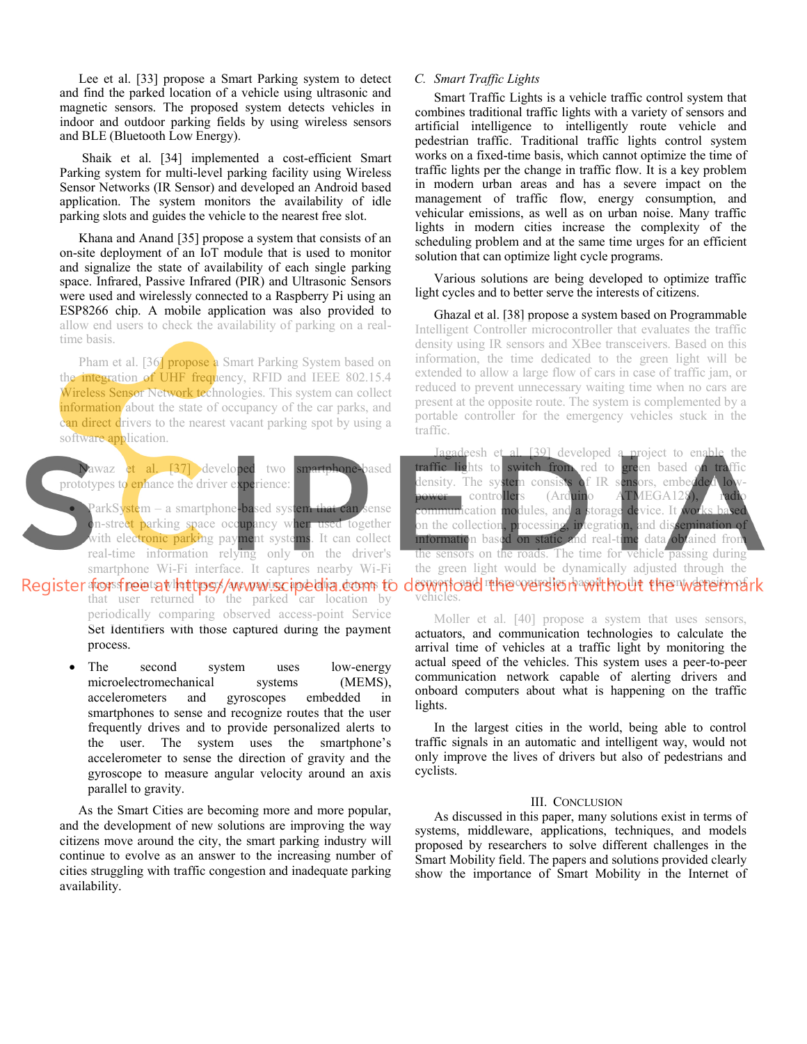Lee et al. [33] propose a Smart Parking system to detect and find the parked location of a vehicle using ultrasonic and magnetic sensors. The proposed system detects vehicles in indoor and outdoor parking fields by using wireless sensors and BLE (Bluetooth Low Energy).

Shaik et al. [34] implemented a cost-efficient Smart Parking system for multi-level parking facility using Wireless Sensor Networks (IR Sensor) and developed an Android based application. The system monitors the availability of idle parking slots and guides the vehicle to the nearest free slot.

Khana and Anand [35] propose a system that consists of an on-site deployment of an IoT module that is used to monitor and signalize the state of availability of each single parking space. Infrared, Passive Infrared (PIR) and Ultrasonic Sensors were used and wirelessly connected to a Raspberry Pi using an ESP8266 chip. A mobile application was also provided to allow end users to check the availability of parking on a real-time basis.

Pham et al. [36] propose a Smart Parking System based on the integration of UHF frequency, RFID and IEEE 802.15.4 Wireless Sensor Network technologies. This system can collect information about the state of occupancy of the car parks, and can direct drivers to the nearest vacant parking spot by using a software application.

Nawaz et al. [37] developed two smartphone-based prototypes to enhance the driver experience:

- ParkSystem – a smartphone-based system that can sense on-street parking space occupancy when used together with electronic parking payment systems. It can collect real-time information relying only on the driver's smartphone Wi-Fi interface. It captures nearby Wi-Fi access points when users are paying and then detects if that user returned to the parked car location by periodically comparing observed access-point Service Set Identifiers with those captured during the payment process.
- The second system uses low-energy microelectromechanical systems (MEMS), accelerometers and gyroscopes embedded in smartphones to sense and recognize routes that the user frequently drives and to provide personalized alerts to the user. The system uses the smartphone's accelerometer to sense the direction of gravity and the gyroscope to measure angular velocity around an axis parallel to gravity.

As the Smart Cities are becoming more and more popular, and the development of new solutions are improving the way citizens move around the city, the smart parking industry will continue to evolve as an answer to the increasing number of cities struggling with traffic congestion and inadequate parking availability.

### C. *Smart Traffic Lights*

Smart Traffic Lights is a vehicle traffic control system that combines traditional traffic lights with a variety of sensors and artificial intelligence to intelligently route vehicle and pedestrian traffic. Traditional traffic lights control system works on a fixed-time basis, which cannot optimize the time of traffic lights per the change in traffic flow. It is a key problem in modern urban areas and has a severe impact on the management of traffic flow, energy consumption, and vehicular emissions, as well as on urban noise. Many traffic lights in modern cities increase the complexity of the scheduling problem and at the same time urges for an efficient solution that can optimize light cycle programs.

Various solutions are being developed to optimize traffic light cycles and to better serve the interests of citizens.

Ghazal et al. [38] propose a system based on Programmable Intelligent Controller microcontroller that evaluates the traffic density using IR sensors and XBee transceivers. Based on this information, the time dedicated to the green light will be extended to allow a large flow of cars in case of traffic jam, or reduced to prevent unnecessary waiting time when no cars are present at the opposite route. The system is complemented by a portable controller for the emergency vehicles stuck in the traffic.

Jagadeesh et al. [39] developed a project to enable the traffic lights to switch from red to green based on traffic density. The system consists of IR sensors, embedded low-power controllers (Arduino ATMEGA128), radio communication modules, and a storage device. It works based on the collection, processing, integration, and dissemination of information based on static and real-time data obtained from the sensors on the roads. The time for vehicle passing during the green light would be dynamically adjusted through the sensors and microcontroller based on the current density of vehicles.

Moller et al. [40] propose a system that uses sensors, actuators, and communication technologies to calculate the arrival time of vehicles at a traffic light by monitoring the actual speed of the vehicles. This system uses a peer-to-peer communication network capable of alerting drivers and onboard computers about what is happening on the traffic lights.

In the largest cities in the world, being able to control traffic signals in an automatic and intelligent way, would not only improve the lives of drivers but also of pedestrians and cyclists.

## III. Conclusion

As discussed in this paper, many solutions exist in terms of systems, middleware, applications, techniques, and models proposed by researchers to solve different challenges in the Smart Mobility field. The papers and solutions provided clearly show the importance of Smart Mobility in the Internet of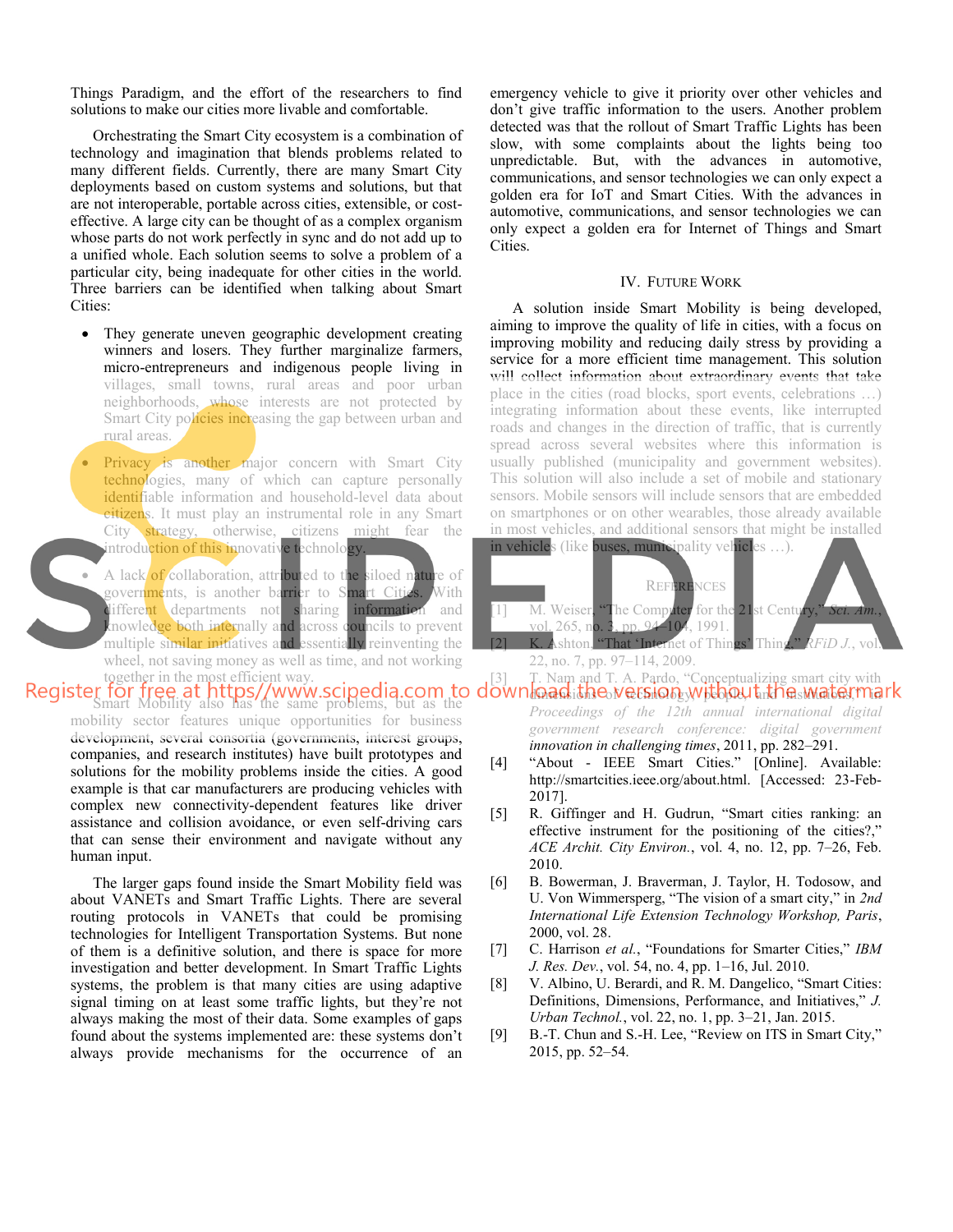Things Paradigm, and the effort of the researchers to find solutions to make our cities more livable and comfortable.

Orchestrating the Smart City ecosystem is a combination of technology and imagination that blends problems related to many different fields. Currently, there are many Smart City deployments based on custom systems and solutions, but that are not interoperable, portable across cities, extensible, or cost-effective. A large city can be thought of as a complex organism whose parts do not work perfectly in sync and do not add up to a unified whole. Each solution seems to solve a problem of a particular city, being inadequate for other cities in the world. Three barriers can be identified when talking about Smart Cities:

- They generate uneven geographic development creating winners and losers. They further marginalize farmers, micro-entrepreneurs and indigenous people living in villages, small towns, rural areas and poor urban neighborhoods, whose interests are not protected by Smart City policies increasing the gap between urban and rural areas.
- Privacy is another major concern with Smart City technologies, many of which can capture personally identifiable information and household-level data about citizens. It must play an instrumental role in any Smart City strategy, otherwise, citizens might fear the introduction of this innovative technology.
- A lack of collaboration, attributed to the siloed nature of governments, is another barrier to Smart Cities. With different departments not sharing information and knowledge both internally and across councils to prevent multiple similar initiatives and essentially reinventing the wheel, not saving money as well as time, and not working together in the most efficient way.

Smart Mobility also has the same problems, but as the mobility sector features unique opportunities for business development, several consortia (governments, interest groups, companies, and research institutes) have built prototypes and solutions for the mobility problems inside the cities. A good example is that car manufacturers are producing vehicles with complex new connectivity-dependent features like driver assistance and collision avoidance, or even self-driving cars that can sense their environment and navigate without any human input.

The larger gaps found inside the Smart Mobility field was about VANETs and Smart Traffic Lights. There are several routing protocols in VANETs that could be promising technologies for Intelligent Transportation Systems. But none of them is a definitive solution, and there is space for more investigation and better development. In Smart Traffic Lights systems, the problem is that many cities are using adaptive signal timing on at least some traffic lights, but they're not always making the most of their data. Some examples of gaps found about the systems implemented are: these systems don't always provide mechanisms for the occurrence of an emergency vehicle to give it priority over other vehicles and don't give traffic information to the users. Another problem detected was that the rollout of Smart Traffic Lights has been slow, with some complaints about the lights being too unpredictable. But, with the advances in automotive, communications, and sensor technologies we can only expect a golden era for IoT and Smart Cities. With the advances in automotive, communications, and sensor technologies we can only expect a golden era for Internet of Things and Smart Cities.

## IV. Future Work

A solution inside Smart Mobility is being developed, aiming to improve the quality of life in cities, with a focus on improving mobility and reducing daily stress by providing a service for a more efficient time management. This solution will collect information about extraordinary events that take place in the cities (road blocks, sport events, celebrations …) integrating information about these events, like interrupted roads and changes in the direction of traffic, that is currently spread across several websites where this information is usually published (municipality and government websites). This solution will also include a set of mobile and stationary sensors. Mobile sensors will include sensors that are embedded on smartphones or on other wearables, those already available in most vehicles, and additional sensors that might be installed in vehicles (like buses, municipality vehicles …).

## References

[1] M. Weiser, "The Computer for the 21st Century," *Sci. Am.*, vol. 265, no. 3, pp. 94–104, 1991.

[2] K. Ashton, "That 'Internet of Things' Thing," *RFiD J.*, vol. 22, no. 7, pp. 97–114, 2009.

[3] T. Nam and T. A. Pardo, "Conceptualizing smart city with dimensions of technology, people, and institutions," in *Proceedings of the 12th annual international digital government research conference: digital government innovation in challenging times*, 2011, pp. 282–291.

[4] "About - IEEE Smart Cities." [Online]. Available: http://smartcities.ieee.org/about.html. [Accessed: 23-Feb-2017].

[5] R. Giffinger and H. Gudrun, "Smart cities ranking: an effective instrument for the positioning of the cities?," *ACE Archit. City Environ.*, vol. 4, no. 12, pp. 7–26, Feb. 2010.

[6] B. Bowerman, J. Braverman, J. Taylor, H. Todosow, and U. Von Wimmersperg, "The vision of a smart city," in *2nd International Life Extension Technology Workshop, Paris*, 2000, vol. 28.

[7] C. Harrison *et al.*, "Foundations for Smarter Cities," *IBM J. Res. Dev.*, vol. 54, no. 4, pp. 1–16, Jul. 2010.

[8] V. Albino, U. Berardi, and R. M. Dangelico, "Smart Cities: Definitions, Dimensions, Performance, and Initiatives," *J. Urban Technol.*, vol. 22, no. 1, pp. 3–21, Jan. 2015.

[9] B.-T. Chun and S.-H. Lee, "Review on ITS in Smart City," 2015, pp. 52–54.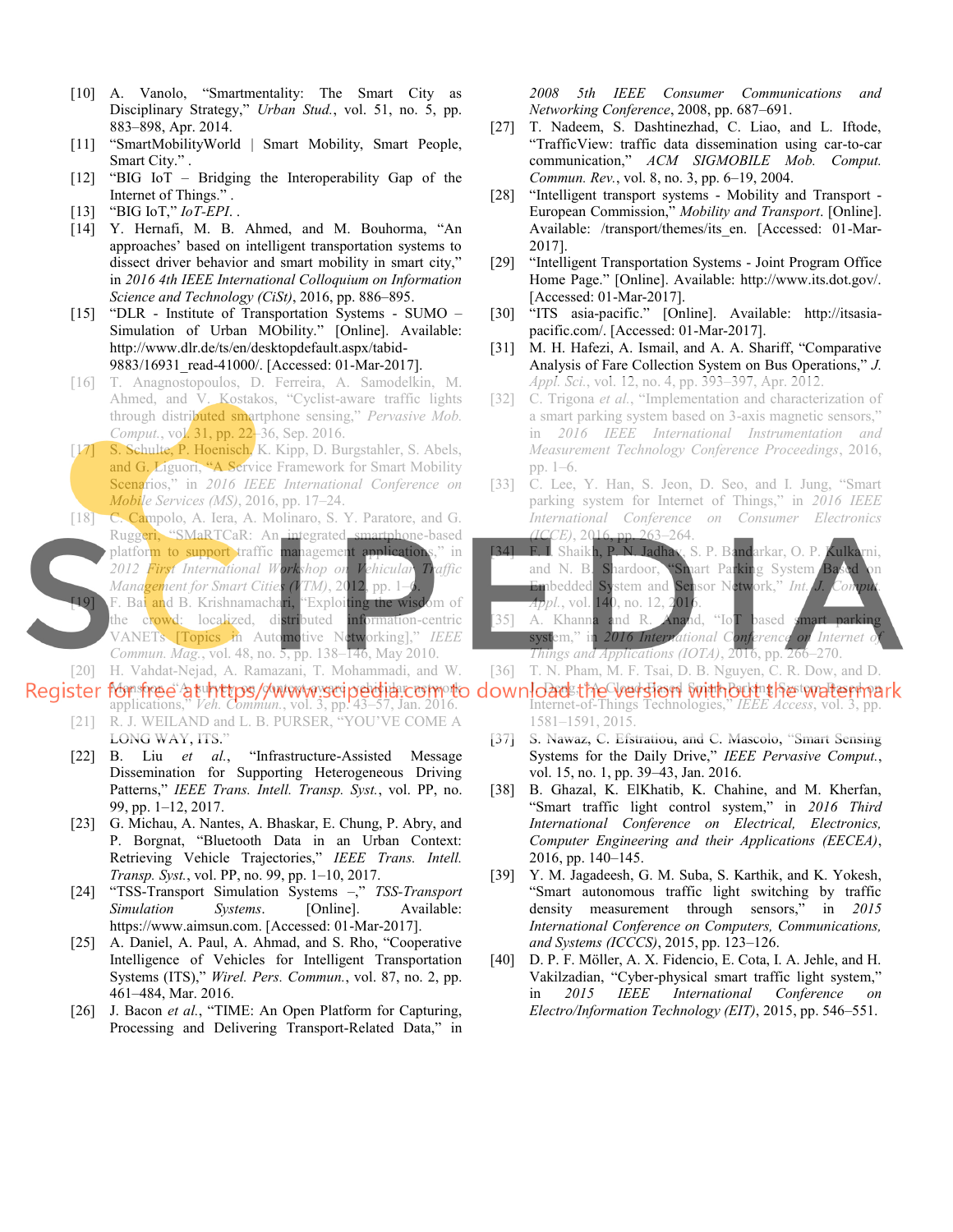[10] A. Vanolo, "Smartmentality: The Smart City as Disciplinary Strategy," *Urban Stud.*, vol. 51, no. 5, pp. 883–898, Apr. 2014.

[11] "SmartMobilityWorld | Smart Mobility, Smart People, Smart City." .

[12] "BIG IoT – Bridging the Interoperability Gap of the Internet of Things." .

[13] "BIG IoT," *IoT-EPI*. .

[14] Y. Hernafi, M. B. Ahmed, and M. Bouhorma, "An approaches' based on intelligent transportation systems to dissect driver behavior and smart mobility in smart city," in *2016 4th IEEE International Colloquium on Information Science and Technology (CiSt)*, 2016, pp. 886–895.

[15] "DLR - Institute of Transportation Systems - SUMO – Simulation of Urban MObility." [Online]. Available: http://www.dlr.de/ts/en/desktopdefault.aspx/tabid-9883/16931_read-41000/. [Accessed: 01-Mar-2017].

[16] T. Anagnostopoulos, D. Ferreira, A. Samodelkin, M. Ahmed, and V. Kostakos, "Cyclist-aware traffic lights through distributed smartphone sensing," *Pervasive Mob. Comput.*, vol. 31, pp. 22–36, Sep. 2016.

[17] S. Schulte, P. Hoenisch, K. Kipp, D. Burgstahler, S. Abels, and G. Liguori, "A Service Framework for Smart Mobility Scenarios," in *2016 IEEE International Conference on Mobile Services (MS)*, 2016, pp. 17–24.

[18] C. Campolo, A. Iera, A. Molinaro, S. Y. Paratore, and G. Ruggeri, "SMaRTCaR: An integrated smartphone-based platform to support traffic management applications," in *2012 First International Workshop on Vehicular Traffic Management for Smart Cities (VTM)*, 2012, pp. 1–6.

[19] F. Bai and B. Krishnamachari, "Exploiting the wisdom of the crowd: localized, distributed information-centric VANETs [Topics in Automotive Networking]," *IEEE Commun. Mag.*, vol. 48, no. 5, pp. 138–146, May 2010.

[20] H. Vahdat-Nejad, A. Ramazani, T. Mohammadi, and W. Mansoor, "A survey on context-aware vehicular network applications," *Veh. Commun.*, vol. 3, pp. 43–57, Jan. 2016.

[21] R. J. WEILAND and L. B. PURSER, "YOU'VE COME A LONG WAY, ITS."

[22] B. Liu *et al.*, "Infrastructure-Assisted Message Dissemination for Supporting Heterogeneous Driving Patterns," *IEEE Trans. Intell. Transp. Syst.*, vol. PP, no. 99, pp. 1–12, 2017.

[23] G. Michau, A. Nantes, A. Bhaskar, E. Chung, P. Abry, and P. Borgnat, "Bluetooth Data in an Urban Context: Retrieving Vehicle Trajectories," *IEEE Trans. Intell. Transp. Syst.*, vol. PP, no. 99, pp. 1–10, 2017.

[24] "TSS-Transport Simulation Systems –," *TSS-Transport Simulation Systems*. [Online]. Available: https://www.aimsun.com. [Accessed: 01-Mar-2017].

[25] A. Daniel, A. Paul, A. Ahmad, and S. Rho, "Cooperative Intelligence of Vehicles for Intelligent Transportation Systems (ITS)," *Wirel. Pers. Commun.*, vol. 87, no. 2, pp. 461–484, Mar. 2016.

[26] J. Bacon *et al.*, "TIME: An Open Platform for Capturing, Processing and Delivering Transport-Related Data," in *2008 5th IEEE Consumer Communications and Networking Conference*, 2008, pp. 687–691.

[27] T. Nadeem, S. Dashtinezhad, C. Liao, and L. Iftode, "TrafficView: traffic data dissemination using car-to-car communication," *ACM SIGMOBILE Mob. Comput. Commun. Rev.*, vol. 8, no. 3, pp. 6–19, 2004.

[28] "Intelligent transport systems - Mobility and Transport - European Commission," *Mobility and Transport*. [Online]. Available: /transport/themes/its_en. [Accessed: 01-Mar-2017].

[29] "Intelligent Transportation Systems - Joint Program Office Home Page." [Online]. Available: http://www.its.dot.gov/. [Accessed: 01-Mar-2017].

[30] "ITS asia-pacific." [Online]. Available: http://itsasia-pacific.com/. [Accessed: 01-Mar-2017].

[31] M. H. Hafezi, A. Ismail, and A. A. Shariff, "Comparative Analysis of Fare Collection System on Bus Operations," *J. Appl. Sci.*, vol. 12, no. 4, pp. 393–397, Apr. 2012.

[32] C. Trigona *et al.*, "Implementation and characterization of a smart parking system based on 3-axis magnetic sensors," in *2016 IEEE International Instrumentation and Measurement Technology Conference Proceedings*, 2016, pp. 1–6.

[33] C. Lee, Y. Han, S. Jeon, D. Seo, and I. Jung, "Smart parking system for Internet of Things," in *2016 IEEE International Conference on Consumer Electronics (ICCE)*, 2016, pp. 263–264.

[34] F. I. Shaikh, P. N. Jadhav, S. P. Bandarkar, O. P. Kulkarni, and N. B. Shardoor, "Smart Parking System Based on Embedded System and Sensor Network," *Int. J. Comput. Appl.*, vol. 140, no. 12, 2016.

[35] A. Khanna and R. Anand, "IoT based smart parking system," in *2016 International Conference on Internet of Things and Applications (IOTA)*, 2016, pp. 266–270.

[36] T. N. Pham, M. F. Tsai, D. B. Nguyen, C. R. Dow, and D. J. Deng, "A Cloud-Based Smart-Parking System Based on Internet-of-Things Technologies," *IEEE Access*, vol. 3, pp. 1581–1591, 2015.

[37] S. Nawaz, C. Efstratiou, and C. Mascolo, "Smart Sensing Systems for the Daily Drive," *IEEE Pervasive Comput.*, vol. 15, no. 1, pp. 39–43, Jan. 2016.

[38] B. Ghazal, K. ElKhatib, K. Chahine, and M. Kherfan, "Smart traffic light control system," in *2016 Third International Conference on Electrical, Electronics, Computer Engineering and their Applications (EECEA)*, 2016, pp. 140–145.

[39] Y. M. Jagadeesh, G. M. Suba, S. Karthik, and K. Yokesh, "Smart autonomous traffic light switching by traffic density measurement through sensors," in *2015 International Conference on Computers, Communications, and Systems (ICCCS)*, 2015, pp. 123–126.

[40] D. P. F. Möller, A. X. Fidencio, E. Cota, I. A. Jehle, and H. Vakilzadian, "Cyber-physical smart traffic light system," in *2015 IEEE International Conference on Electro/Information Technology (EIT)*, 2015, pp. 546–551.